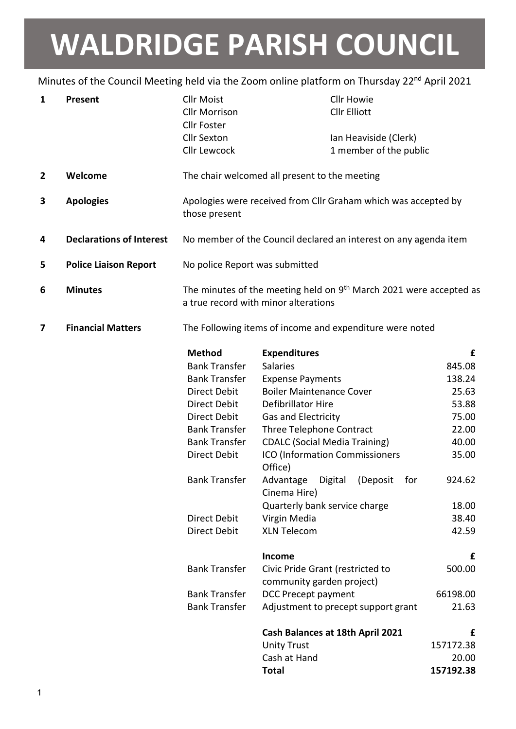# WALDRIDGE PARISH COUNCIL

Minutes of the Council Meeting held via the Zoom online platform on Thursday 22nd April 2021

**1 Present**

Cllr Moist
Cllr Morrison
Cllr Foster
Cllr Sexton
Cllr Lewcock
Cllr Howie
Cllr Elliott

Ian Heaviside (Clerk)
1 member of the public

**2 Welcome**

The chair welcomed all present to the meeting

**3 Apologies**

Apologies were received from Cllr Graham which was accepted by those present

**4 Declarations of Interest**

No member of the Council declared an interest on any agenda item

**5 Police Liaison Report**

No police Report was submitted

**6 Minutes**

The minutes of the meeting held on 9th March 2021 were accepted as a true record with minor alterations

**7 Financial Matters**

The Following items of income and expenditure were noted

| Method | Expenditures | £ |
|---|---|---|
| Bank Transfer | Salaries | 845.08 |
| Bank Transfer | Expense Payments | 138.24 |
| Direct Debit | Boiler Maintenance Cover | 25.63 |
| Direct Debit | Defibrillator Hire | 53.88 |
| Direct Debit | Gas and Electricity | 75.00 |
| Bank Transfer | Three Telephone Contract | 22.00 |
| Bank Transfer | CDALC (Social Media Training) | 40.00 |
| Direct Debit | ICO (Information Commissioners Office) | 35.00 |
| Bank Transfer | Advantage Digital (Deposit for Cinema Hire) | 924.62 |
| | Quarterly bank service charge | 18.00 |
| Direct Debit | Virgin Media | 38.40 |
| Direct Debit | XLN Telecom | 42.59 |
| | **Income** | **£** |
| Bank Transfer | Civic Pride Grant (restricted to community garden project) | 500.00 |
| Bank Transfer | DCC Precept payment | 66198.00 |
| Bank Transfer | Adjustment to precept support grant | 21.63 |
| | **Cash Balances at 18th April 2021** | **£** |
| | Unity Trust | 157172.38 |
| | Cash at Hand | 20.00 |
| | **Total** | **157192.38** |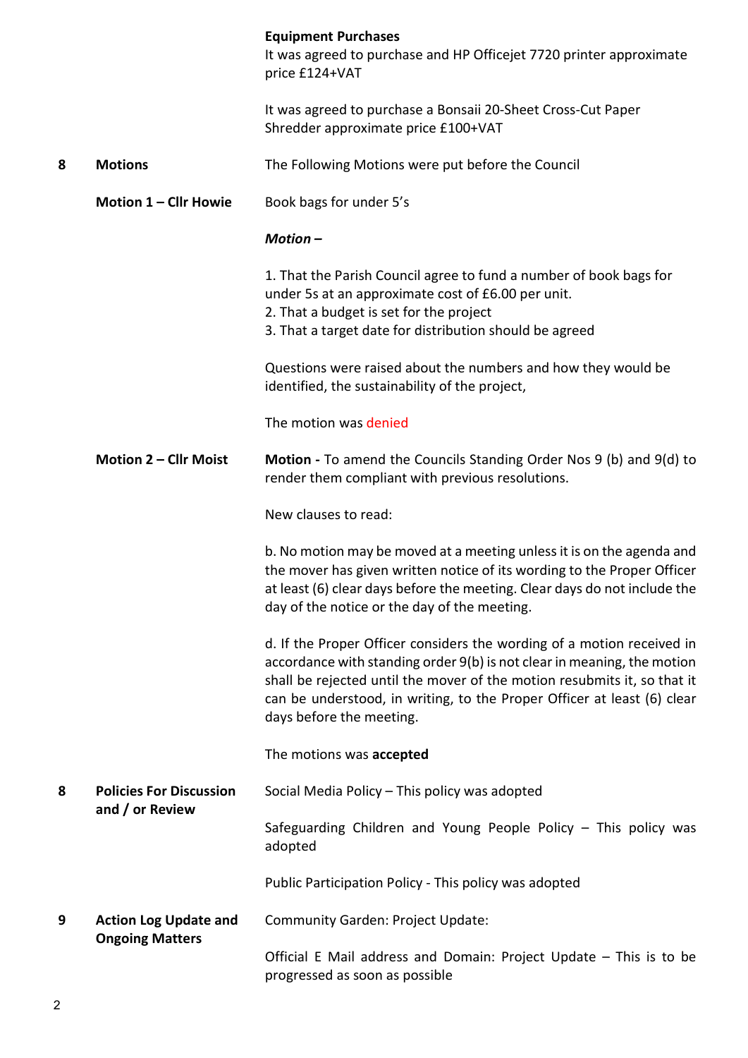**Equipment Purchases**

It was agreed to purchase and HP Officejet 7720 printer approximate price £124+VAT

It was agreed to purchase a Bonsaii 20-Sheet Cross-Cut Paper Shredder approximate price £100+VAT

## 8 Motions

The Following Motions were put before the Council

**Motion 1 – Cllr Howie**

Book bags for under 5's

***Motion –***

1. That the Parish Council agree to fund a number of book bags for under 5s at an approximate cost of £6.00 per unit.
2. That a budget is set for the project
3. That a target date for distribution should be agreed

Questions were raised about the numbers and how they would be identified, the sustainability of the project,

The motion was denied

**Motion 2 – Cllr Moist**

**Motion -** To amend the Councils Standing Order Nos 9 (b) and 9(d) to render them compliant with previous resolutions.

New clauses to read:

b. No motion may be moved at a meeting unless it is on the agenda and the mover has given written notice of its wording to the Proper Officer at least (6) clear days before the meeting. Clear days do not include the day of the notice or the day of the meeting.

d. If the Proper Officer considers the wording of a motion received in accordance with standing order 9(b) is not clear in meaning, the motion shall be rejected until the mover of the motion resubmits it, so that it can be understood, in writing, to the Proper Officer at least (6) clear days before the meeting.

The motions was **accepted**

## 8 Policies For Discussion and / or Review

Social Media Policy – This policy was adopted

Safeguarding Children and Young People Policy – This policy was adopted

Public Participation Policy - This policy was adopted

## 9 Action Log Update and Ongoing Matters

Community Garden: Project Update:

Official E Mail address and Domain: Project Update – This is to be progressed as soon as possible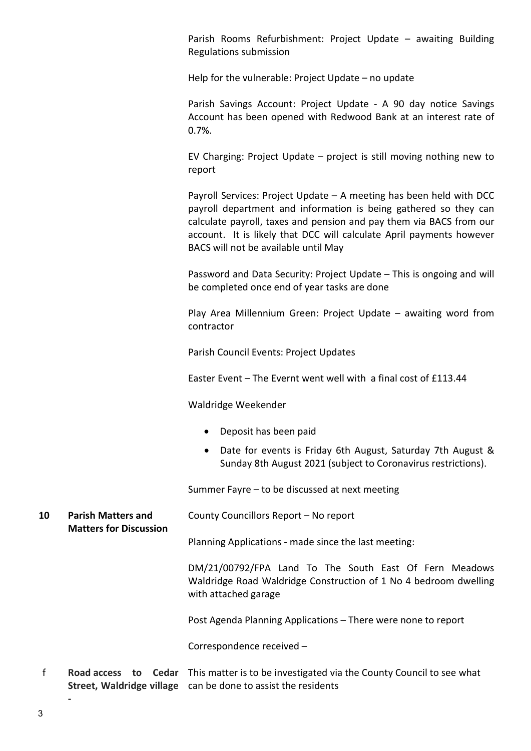Parish Rooms Refurbishment: Project Update – awaiting Building Regulations submission

Help for the vulnerable: Project Update – no update

Parish Savings Account: Project Update - A 90 day notice Savings Account has been opened with Redwood Bank at an interest rate of 0.7%.

EV Charging: Project Update – project is still moving nothing new to report

Payroll Services: Project Update – A meeting has been held with DCC payroll department and information is being gathered so they can calculate payroll, taxes and pension and pay them via BACS from our account. It is likely that DCC will calculate April payments however BACS will not be available until May

Password and Data Security: Project Update – This is ongoing and will be completed once end of year tasks are done

Play Area Millennium Green: Project Update – awaiting word from contractor

Parish Council Events: Project Updates

Easter Event – The Evernt went well with a final cost of £113.44

Waldridge Weekender

- Deposit has been paid
- Date for events is Friday 6th August, Saturday 7th August & Sunday 8th August 2021 (subject to Coronavirus restrictions).

Summer Fayre – to be discussed at next meeting

**10 Parish Matters and Matters for Discussion**

County Councillors Report – No report

Planning Applications - made since the last meeting:

DM/21/00792/FPA Land To The South East Of Fern Meadows Waldridge Road Waldridge Construction of 1 No 4 bedroom dwelling with attached garage

Post Agenda Planning Applications – There were none to report

Correspondence received –

f **Road access to Cedar Street, Waldridge village -**

This matter is to be investigated via the County Council to see what can be done to assist the residents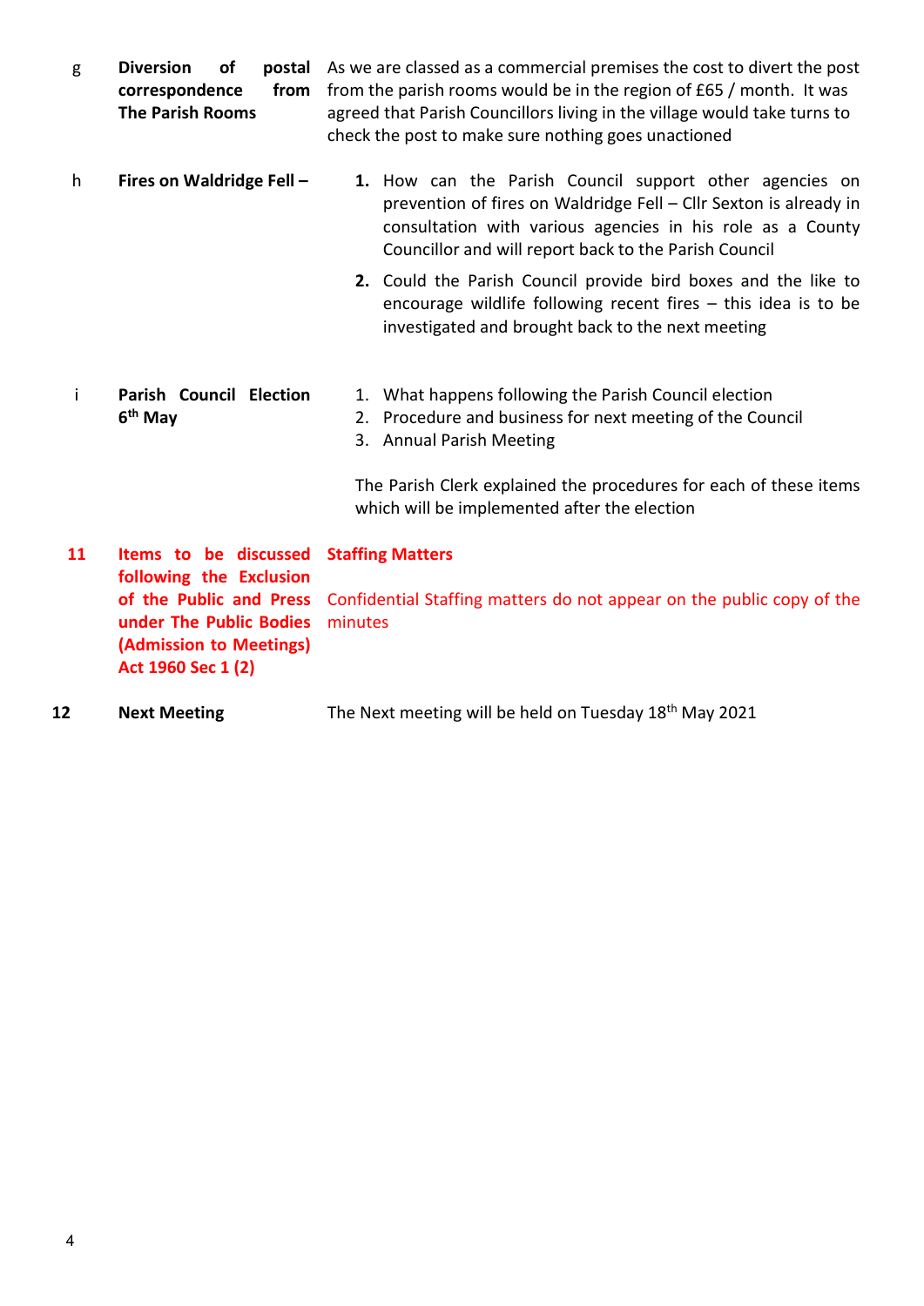| | | |
|---|---|---|
| g | **Diversion of postal correspondence from The Parish Rooms** | As we are classed as a commercial premises the cost to divert the post from the parish rooms would be in the region of £65 / month. It was agreed that Parish Councillors living in the village would take turns to check the post to make sure nothing goes unactioned |
| h | **Fires on Waldridge Fell –** | **1.** How can the Parish Council support other agencies on prevention of fires on Waldridge Fell – Cllr Sexton is already in consultation with various agencies in his role as a County Councillor and will report back to the Parish Council<br>**2.** Could the Parish Council provide bird boxes and the like to encourage wildlife following recent fires – this idea is to be investigated and brought back to the next meeting |
| i | **Parish Council Election 6th May** | 1. What happens following the Parish Council election<br>2. Procedure and business for next meeting of the Council<br>3. Annual Parish Meeting<br><br>The Parish Clerk explained the procedures for each of these items which will be implemented after the election |
| **11** | **Items to be discussed following the Exclusion of the Public and Press under The Public Bodies (Admission to Meetings) Act 1960 Sec 1 (2)** | **Staffing Matters**<br><br>Confidential Staffing matters do not appear on the public copy of the minutes |
| **12** | **Next Meeting** | The Next meeting will be held on Tuesday 18th May 2021 |